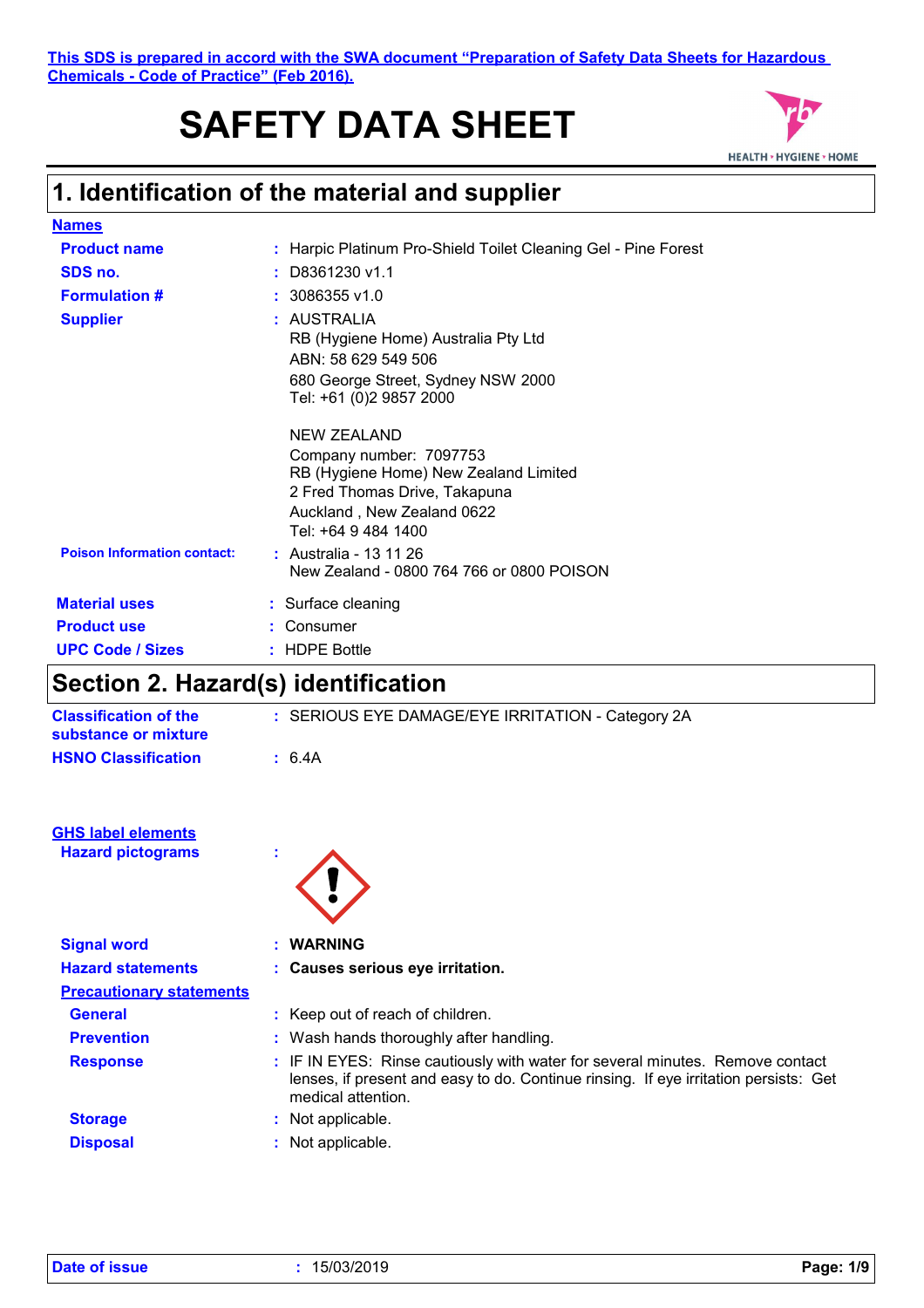This SDS is prepared in accord with the SWA document "Preparation of Safety Data Sheets for Hazardous Chemicals - Code of Practice" (Feb 2016).

# SAFETY DATA SHEET

## 1. Identification of the material and supplier

**Names**

| | |
|---|---|
| **Product name** | : Harpic Platinum Pro-Shield Toilet Cleaning Gel - Pine Forest |
| **SDS no.** | : D8361230 v1.1 |
| **Formulation #** | : 3086355 v1.0 |
| **Supplier** | : AUSTRALIA<br>RB (Hygiene Home) Australia Pty Ltd<br>ABN: 58 629 549 506<br>680 George Street, Sydney NSW 2000<br>Tel: +61 (0)2 9857 2000<br><br>NEW ZEALAND<br>Company number: 7097753<br>RB (Hygiene Home) New Zealand Limited<br>2 Fred Thomas Drive, Takapuna<br>Auckland , New Zealand 0622<br>Tel: +64 9 484 1400 |
| **Poison Information contact:** | : Australia - 13 11 26<br>New Zealand - 0800 764 766 or 0800 POISON |
| **Material uses** | : Surface cleaning |
| **Product use** | : Consumer |
| **UPC Code / Sizes** | : HDPE Bottle |

## Section 2. Hazard(s) identification

| | |
|---|---|
| **Classification of the substance or mixture** | : SERIOUS EYE DAMAGE/EYE IRRITATION - Category 2A |
| **HSNO Classification** | : 6.4A |

**GHS label elements**

**Hazard pictograms** :

**Signal word** : **WARNING**

**Hazard statements** : **Causes serious eye irritation.**

**Precautionary statements**

| | |
|---|---|
| **General** | : Keep out of reach of children. |
| **Prevention** | : Wash hands thoroughly after handling. |
| **Response** | : IF IN EYES: Rinse cautiously with water for several minutes. Remove contact lenses, if present and easy to do. Continue rinsing. If eye irritation persists: Get medical attention. |
| **Storage** | : Not applicable. |
| **Disposal** | : Not applicable. |

**Date of issue** : 15/03/2019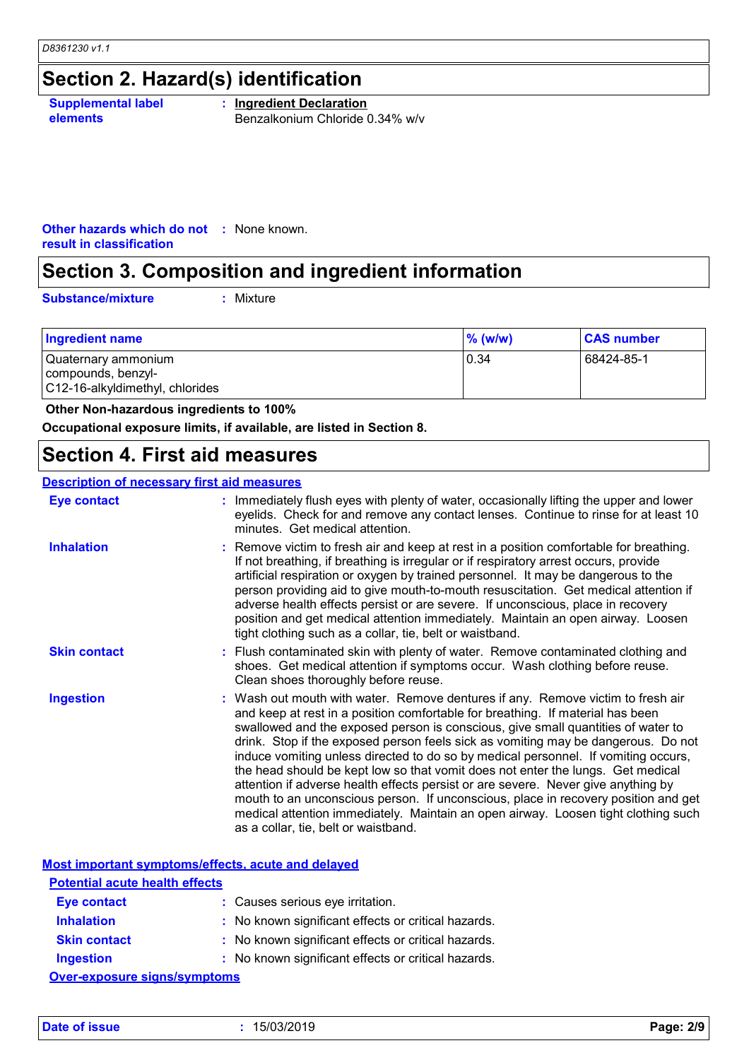## Section 2. Hazard(s) identification

**Supplemental label elements** : **Ingredient Declaration**
Benzalkonium Chloride 0.34% w/v

**Other hazards which do not result in classification** : None known.

## Section 3. Composition and ingredient information

**Substance/mixture** : Mixture

| Ingredient name | % (w/w) | CAS number |
|---|---|---|
| Quaternary ammonium compounds, benzyl-C12-16-alkyldimethyl, chlorides | 0.34 | 68424-85-1 |

**Other Non-hazardous ingredients to 100%**

**Occupational exposure limits, if available, are listed in Section 8.**

## Section 4. First aid measures

**Description of necessary first aid measures**

**Eye contact** : Immediately flush eyes with plenty of water, occasionally lifting the upper and lower eyelids. Check for and remove any contact lenses. Continue to rinse for at least 10 minutes. Get medical attention.

**Inhalation** : Remove victim to fresh air and keep at rest in a position comfortable for breathing. If not breathing, if breathing is irregular or if respiratory arrest occurs, provide artificial respiration or oxygen by trained personnel. It may be dangerous to the person providing aid to give mouth-to-mouth resuscitation. Get medical attention if adverse health effects persist or are severe. If unconscious, place in recovery position and get medical attention immediately. Maintain an open airway. Loosen tight clothing such as a collar, tie, belt or waistband.

**Skin contact** : Flush contaminated skin with plenty of water. Remove contaminated clothing and shoes. Get medical attention if symptoms occur. Wash clothing before reuse. Clean shoes thoroughly before reuse.

**Ingestion** : Wash out mouth with water. Remove dentures if any. Remove victim to fresh air and keep at rest in a position comfortable for breathing. If material has been swallowed and the exposed person is conscious, give small quantities of water to drink. Stop if the exposed person feels sick as vomiting may be dangerous. Do not induce vomiting unless directed to do so by medical personnel. If vomiting occurs, the head should be kept low so that vomit does not enter the lungs. Get medical attention if adverse health effects persist or are severe. Never give anything by mouth to an unconscious person. If unconscious, place in recovery position and get medical attention immediately. Maintain an open airway. Loosen tight clothing such as a collar, tie, belt or waistband.

**Most important symptoms/effects, acute and delayed**

**Potential acute health effects**

**Eye contact** : Causes serious eye irritation.

**Inhalation** : No known significant effects or critical hazards.

**Skin contact** : No known significant effects or critical hazards.

**Ingestion** : No known significant effects or critical hazards.

**Over-exposure signs/symptoms**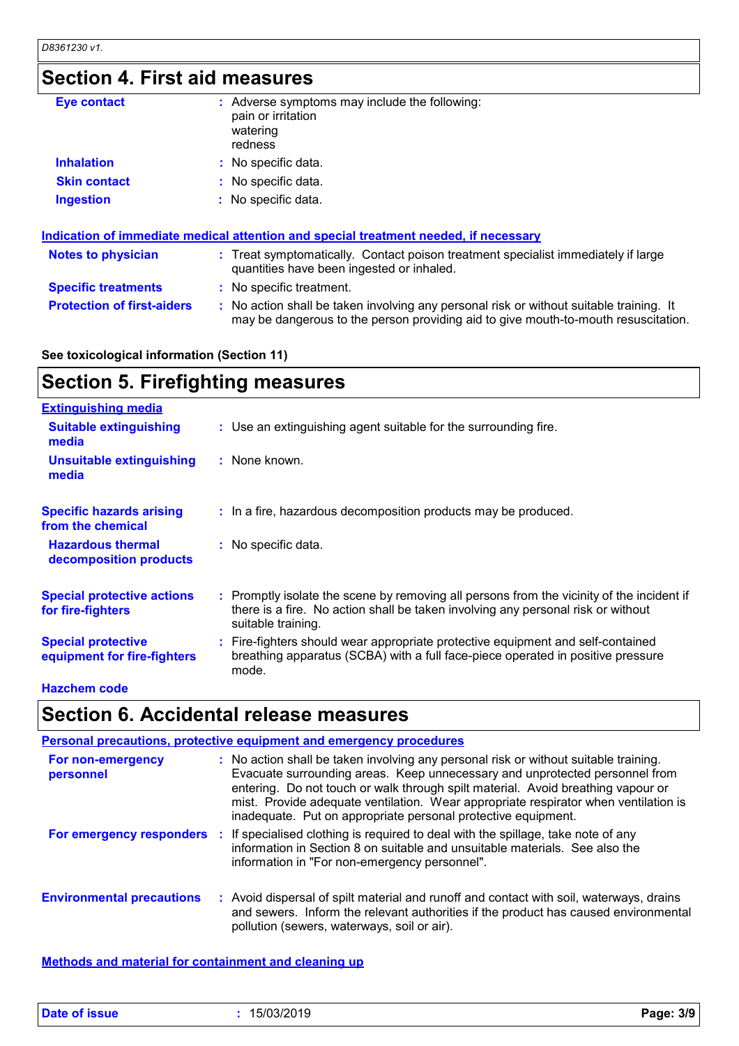## Section 4. First aid measures

| | |
|---|---|
| **Eye contact** | : Adverse symptoms may include the following:<br>pain or irritation<br>watering<br>redness |
| **Inhalation** | : No specific data. |
| **Skin contact** | : No specific data. |
| **Ingestion** | : No specific data. |

### Indication of immediate medical attention and special treatment needed, if necessary

| | |
|---|---|
| **Notes to physician** | : Treat symptomatically. Contact poison treatment specialist immediately if large quantities have been ingested or inhaled. |
| **Specific treatments** | : No specific treatment. |
| **Protection of first-aiders** | : No action shall be taken involving any personal risk or without suitable training. It may be dangerous to the person providing aid to give mouth-to-mouth resuscitation. |

**See toxicological information (Section 11)**

## Section 5. Firefighting measures

### Extinguishing media

| | |
|---|---|
| **Suitable extinguishing media** | : Use an extinguishing agent suitable for the surrounding fire. |
| **Unsuitable extinguishing media** | : None known. |
| **Specific hazards arising from the chemical** | : In a fire, hazardous decomposition products may be produced. |
| **Hazardous thermal decomposition products** | : No specific data. |
| **Special protective actions for fire-fighters** | : Promptly isolate the scene by removing all persons from the vicinity of the incident if there is a fire. No action shall be taken involving any personal risk or without suitable training. |
| **Special protective equipment for fire-fighters** | : Fire-fighters should wear appropriate protective equipment and self-contained breathing apparatus (SCBA) with a full face-piece operated in positive pressure mode. |

**Hazchem code**

## Section 6. Accidental release measures

### Personal precautions, protective equipment and emergency procedures

| | |
|---|---|
| **For non-emergency personnel** | : No action shall be taken involving any personal risk or without suitable training. Evacuate surrounding areas. Keep unnecessary and unprotected personnel from entering. Do not touch or walk through spilt material. Avoid breathing vapour or mist. Provide adequate ventilation. Wear appropriate respirator when ventilation is inadequate. Put on appropriate personal protective equipment. |
| **For emergency responders** | : If specialised clothing is required to deal with the spillage, take note of any information in Section 8 on suitable and unsuitable materials. See also the information in "For non-emergency personnel". |
| **Environmental precautions** | : Avoid dispersal of spilt material and runoff and contact with soil, waterways, drains and sewers. Inform the relevant authorities if the product has caused environmental pollution (sewers, waterways, soil or air). |

### Methods and material for containment and cleaning up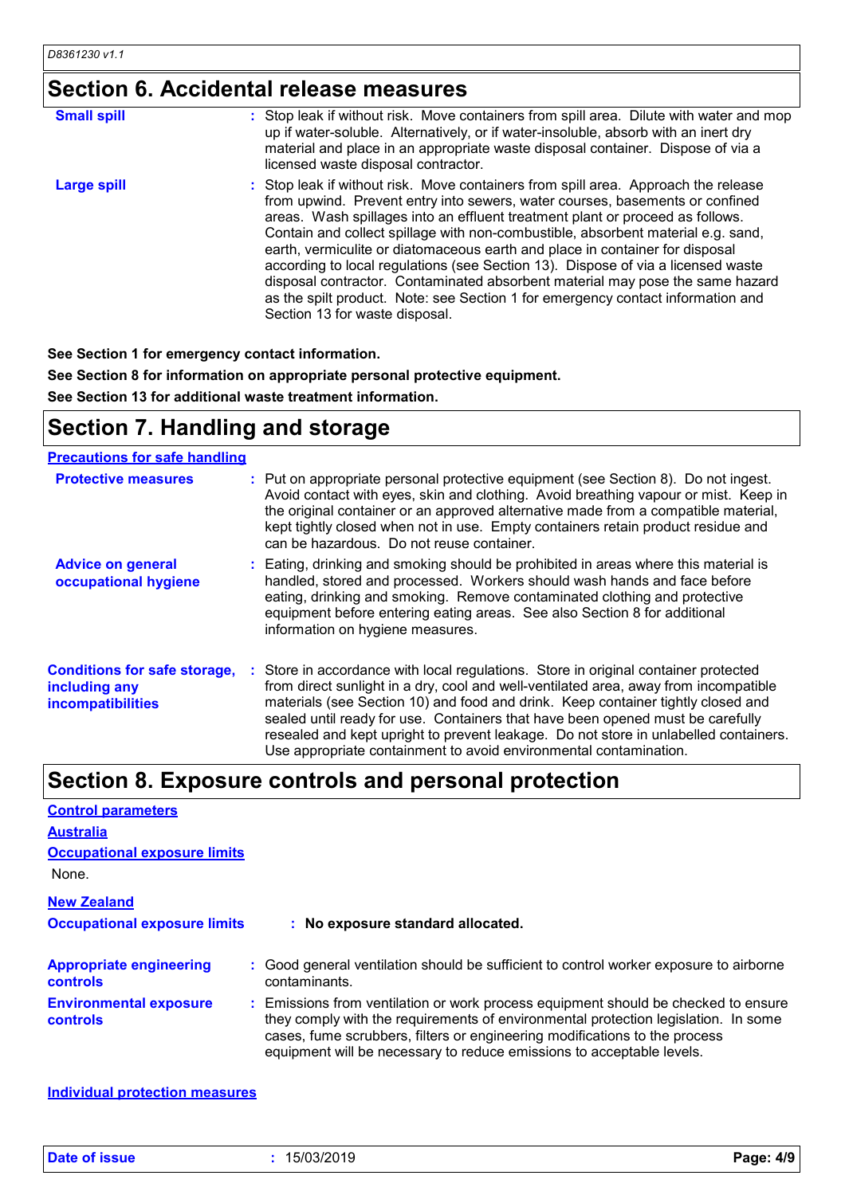## Section 6. Accidental release measures

| | |
|---|---|
| **Small spill** | : Stop leak if without risk. Move containers from spill area. Dilute with water and mop up if water-soluble. Alternatively, or if water-insoluble, absorb with an inert dry material and place in an appropriate waste disposal container. Dispose of via a licensed waste disposal contractor. |
| **Large spill** | : Stop leak if without risk. Move containers from spill area. Approach the release from upwind. Prevent entry into sewers, water courses, basements or confined areas. Wash spillages into an effluent treatment plant or proceed as follows. Contain and collect spillage with non-combustible, absorbent material e.g. sand, earth, vermiculite or diatomaceous earth and place in container for disposal according to local regulations (see Section 13). Dispose of via a licensed waste disposal contractor. Contaminated absorbent material may pose the same hazard as the spilt product. Note: see Section 1 for emergency contact information and Section 13 for waste disposal. |

**See Section 1 for emergency contact information.**

**See Section 8 for information on appropriate personal protective equipment.**

**See Section 13 for additional waste treatment information.**

## Section 7. Handling and storage

**Precautions for safe handling**

| | |
|---|---|
| **Protective measures** | : Put on appropriate personal protective equipment (see Section 8). Do not ingest. Avoid contact with eyes, skin and clothing. Avoid breathing vapour or mist. Keep in the original container or an approved alternative made from a compatible material, kept tightly closed when not in use. Empty containers retain product residue and can be hazardous. Do not reuse container. |
| **Advice on general occupational hygiene** | : Eating, drinking and smoking should be prohibited in areas where this material is handled, stored and processed. Workers should wash hands and face before eating, drinking and smoking. Remove contaminated clothing and protective equipment before entering eating areas. See also Section 8 for additional information on hygiene measures. |
| **Conditions for safe storage, including any incompatibilities** | : Store in accordance with local regulations. Store in original container protected from direct sunlight in a dry, cool and well-ventilated area, away from incompatible materials (see Section 10) and food and drink. Keep container tightly closed and sealed until ready for use. Containers that have been opened must be carefully resealed and kept upright to prevent leakage. Do not store in unlabelled containers. Use appropriate containment to avoid environmental contamination. |

## Section 8. Exposure controls and personal protection

**Control parameters**

**Australia**

**Occupational exposure limits**

None.

**New Zealand**

**Occupational exposure limits** : **No exposure standard allocated.**

| | |
|---|---|
| **Appropriate engineering controls** | : Good general ventilation should be sufficient to control worker exposure to airborne contaminants. |
| **Environmental exposure controls** | : Emissions from ventilation or work process equipment should be checked to ensure they comply with the requirements of environmental protection legislation. In some cases, fume scrubbers, filters or engineering modifications to the process equipment will be necessary to reduce emissions to acceptable levels. |

**Individual protection measures**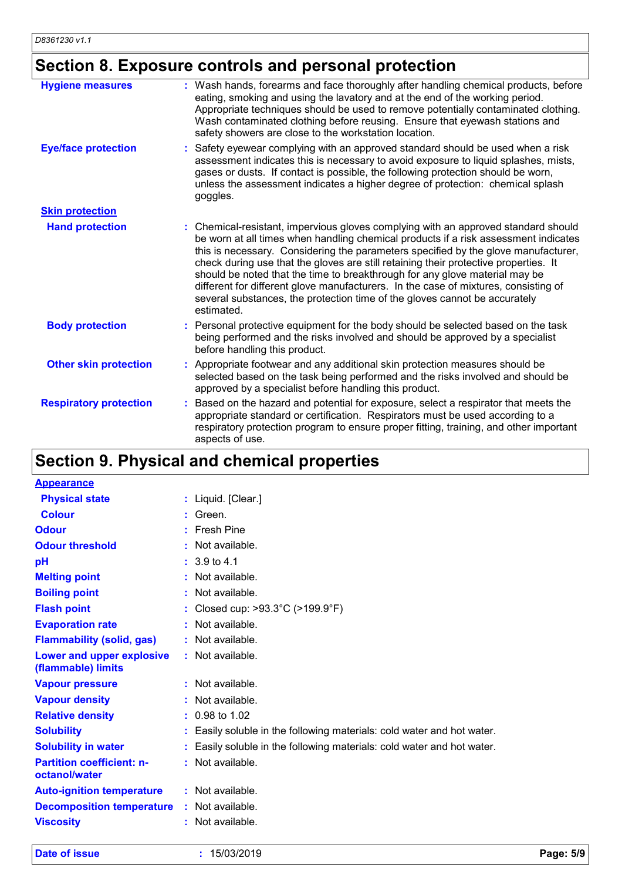## Section 8. Exposure controls and personal protection

| | |
|---|---|
| **Hygiene measures** | : Wash hands, forearms and face thoroughly after handling chemical products, before eating, smoking and using the lavatory and at the end of the working period. Appropriate techniques should be used to remove potentially contaminated clothing. Wash contaminated clothing before reusing. Ensure that eyewash stations and safety showers are close to the workstation location. |
| **Eye/face protection** | : Safety eyewear complying with an approved standard should be used when a risk assessment indicates this is necessary to avoid exposure to liquid splashes, mists, gases or dusts. If contact is possible, the following protection should be worn, unless the assessment indicates a higher degree of protection: chemical splash goggles. |
| **Skin protection** | |
| **Hand protection** | : Chemical-resistant, impervious gloves complying with an approved standard should be worn at all times when handling chemical products if a risk assessment indicates this is necessary. Considering the parameters specified by the glove manufacturer, check during use that the gloves are still retaining their protective properties. It should be noted that the time to breakthrough for any glove material may be different for different glove manufacturers. In the case of mixtures, consisting of several substances, the protection time of the gloves cannot be accurately estimated. |
| **Body protection** | : Personal protective equipment for the body should be selected based on the task being performed and the risks involved and should be approved by a specialist before handling this product. |
| **Other skin protection** | : Appropriate footwear and any additional skin protection measures should be selected based on the task being performed and the risks involved and should be approved by a specialist before handling this product. |
| **Respiratory protection** | : Based on the hazard and potential for exposure, select a respirator that meets the appropriate standard or certification. Respirators must be used according to a respiratory protection program to ensure proper fitting, training, and other important aspects of use. |

## Section 9. Physical and chemical properties

| | |
|---|---|
| **Appearance** | |
| **Physical state** | : Liquid. [Clear.] |
| **Colour** | : Green. |
| **Odour** | : Fresh Pine |
| **Odour threshold** | : Not available. |
| **pH** | : 3.9 to 4.1 |
| **Melting point** | : Not available. |
| **Boiling point** | : Not available. |
| **Flash point** | : Closed cup: >93.3°C (>199.9°F) |
| **Evaporation rate** | : Not available. |
| **Flammability (solid, gas)** | : Not available. |
| **Lower and upper explosive (flammable) limits** | : Not available. |
| **Vapour pressure** | : Not available. |
| **Vapour density** | : Not available. |
| **Relative density** | : 0.98 to 1.02 |
| **Solubility** | : Easily soluble in the following materials: cold water and hot water. |
| **Solubility in water** | : Easily soluble in the following materials: cold water and hot water. |
| **Partition coefficient: n-octanol/water** | : Not available. |
| **Auto-ignition temperature** | : Not available. |
| **Decomposition temperature** | : Not available. |
| **Viscosity** | : Not available. |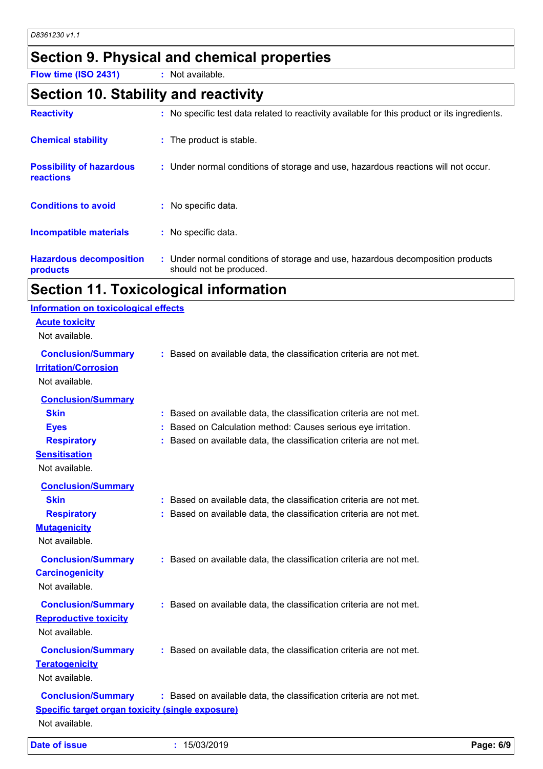## Section 9. Physical and chemical properties

**Flow time (ISO 2431)** : Not available.

## Section 10. Stability and reactivity

**Reactivity** : No specific test data related to reactivity available for this product or its ingredients.

**Chemical stability** : The product is stable.

**Possibility of hazardous reactions** : Under normal conditions of storage and use, hazardous reactions will not occur.

**Conditions to avoid** : No specific data.

**Incompatible materials** : No specific data.

**Hazardous decomposition products** : Under normal conditions of storage and use, hazardous decomposition products should not be produced.

## Section 11. Toxicological information

### Information on toxicological effects

#### Acute toxicity

Not available.

**Conclusion/Summary** : Based on available data, the classification criteria are not met.

#### Irritation/Corrosion

Not available.

**Conclusion/Summary**

- **Skin** : Based on available data, the classification criteria are not met.
- **Eyes** : Based on Calculation method: Causes serious eye irritation.
- **Respiratory** : Based on available data, the classification criteria are not met.

#### Sensitisation

Not available.

**Conclusion/Summary**

- **Skin** : Based on available data, the classification criteria are not met.
- **Respiratory** : Based on available data, the classification criteria are not met.

#### Mutagenicity

Not available.

**Conclusion/Summary** : Based on available data, the classification criteria are not met.

#### Carcinogenicity

Not available.

**Conclusion/Summary** : Based on available data, the classification criteria are not met.

#### Reproductive toxicity

Not available.

**Conclusion/Summary** : Based on available data, the classification criteria are not met.

#### Teratogenicity

Not available.

**Conclusion/Summary** : Based on available data, the classification criteria are not met.

#### Specific target organ toxicity (single exposure)

Not available.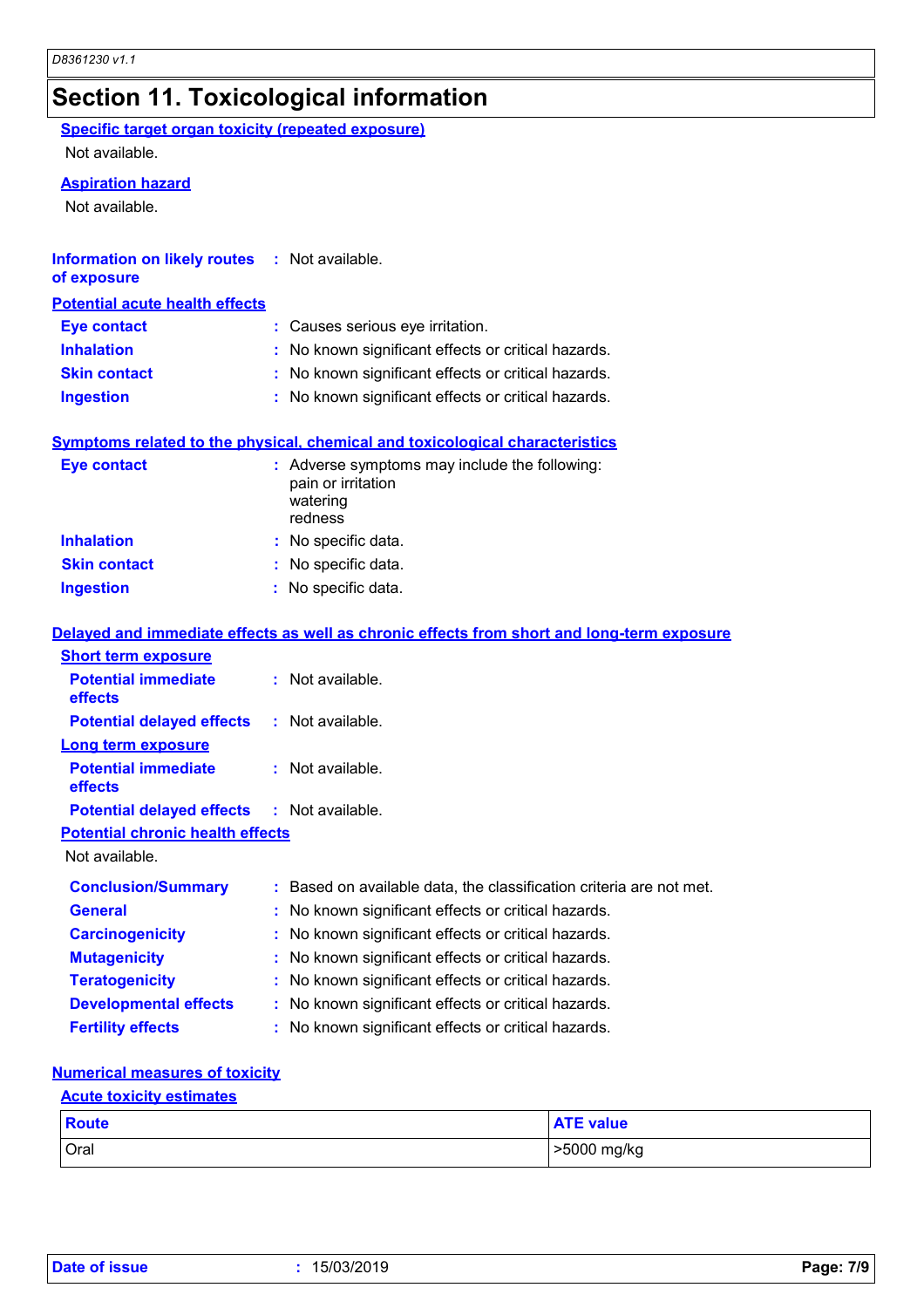# Section 11. Toxicological information

**Specific target organ toxicity (repeated exposure)**

Not available.

**Aspiration hazard**

Not available.

**Information on likely routes of exposure** : Not available.

**Potential acute health effects**

**Eye contact** : Causes serious eye irritation.

**Inhalation** : No known significant effects or critical hazards.

**Skin contact** : No known significant effects or critical hazards.

**Ingestion** : No known significant effects or critical hazards.

**Symptoms related to the physical, chemical and toxicological characteristics**

**Eye contact** : Adverse symptoms may include the following:
pain or irritation
watering
redness

**Inhalation** : No specific data.

**Skin contact** : No specific data.

**Ingestion** : No specific data.

**Delayed and immediate effects as well as chronic effects from short and long-term exposure**

**Short term exposure**

**Potential immediate effects** : Not available.

**Potential delayed effects** : Not available.

**Long term exposure**

**Potential immediate effects** : Not available.

**Potential delayed effects** : Not available.

**Potential chronic health effects**

Not available.

**Conclusion/Summary** : Based on available data, the classification criteria are not met.

**General** : No known significant effects or critical hazards.

**Carcinogenicity** : No known significant effects or critical hazards.

**Mutagenicity** : No known significant effects or critical hazards.

**Teratogenicity** : No known significant effects or critical hazards.

**Developmental effects** : No known significant effects or critical hazards.

**Fertility effects** : No known significant effects or critical hazards.

**Numerical measures of toxicity**

**Acute toxicity estimates**

| Route | ATE value |
|---|---|
| Oral | >5000 mg/kg |

**Date of issue** : 15/03/2019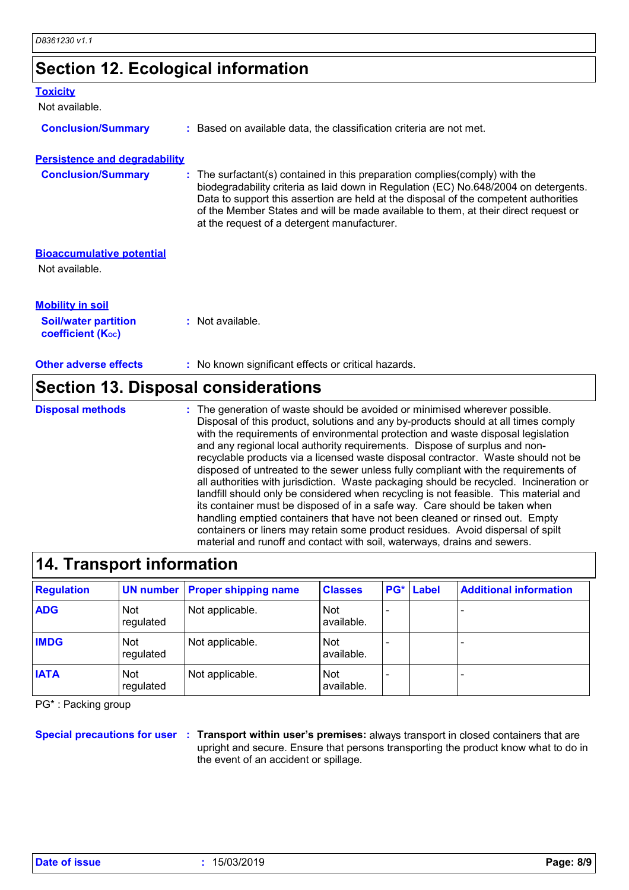## Section 12. Ecological information

### Toxicity

Not available.

**Conclusion/Summary** : Based on available data, the classification criteria are not met.

### Persistence and degradability

**Conclusion/Summary** : The surfactant(s) contained in this preparation complies(comply) with the biodegradability criteria as laid down in Regulation (EC) No.648/2004 on detergents. Data to support this assertion are held at the disposal of the competent authorities of the Member States and will be made available to them, at their direct request or at the request of a detergent manufacturer.

### Bioaccumulative potential

Not available.

### Mobility in soil

**Soil/water partition coefficient ($K_{OC}$)** : Not available.

**Other adverse effects** : No known significant effects or critical hazards.

## Section 13. Disposal considerations

**Disposal methods** : The generation of waste should be avoided or minimised wherever possible. Disposal of this product, solutions and any by-products should at all times comply with the requirements of environmental protection and waste disposal legislation and any regional local authority requirements. Dispose of surplus and non-recyclable products via a licensed waste disposal contractor. Waste should not be disposed of untreated to the sewer unless fully compliant with the requirements of all authorities with jurisdiction. Waste packaging should be recycled. Incineration or landfill should only be considered when recycling is not feasible. This material and its container must be disposed of in a safe way. Care should be taken when handling emptied containers that have not been cleaned or rinsed out. Empty containers or liners may retain some product residues. Avoid dispersal of spilt material and runoff and contact with soil, waterways, drains and sewers.

## 14. Transport information

| Regulation | UN number | Proper shipping name | Classes | PG* | Label | Additional information |
|---|---|---|---|---|---|---|
| ADG | Not regulated | Not applicable. | Not available. | - | | - |
| IMDG | Not regulated | Not applicable. | Not available. | - | | - |
| IATA | Not regulated | Not applicable. | Not available. | - | | - |

PG* : Packing group

**Special precautions for user** : **Transport within user's premises:** always transport in closed containers that are upright and secure. Ensure that persons transporting the product know what to do in the event of an accident or spillage.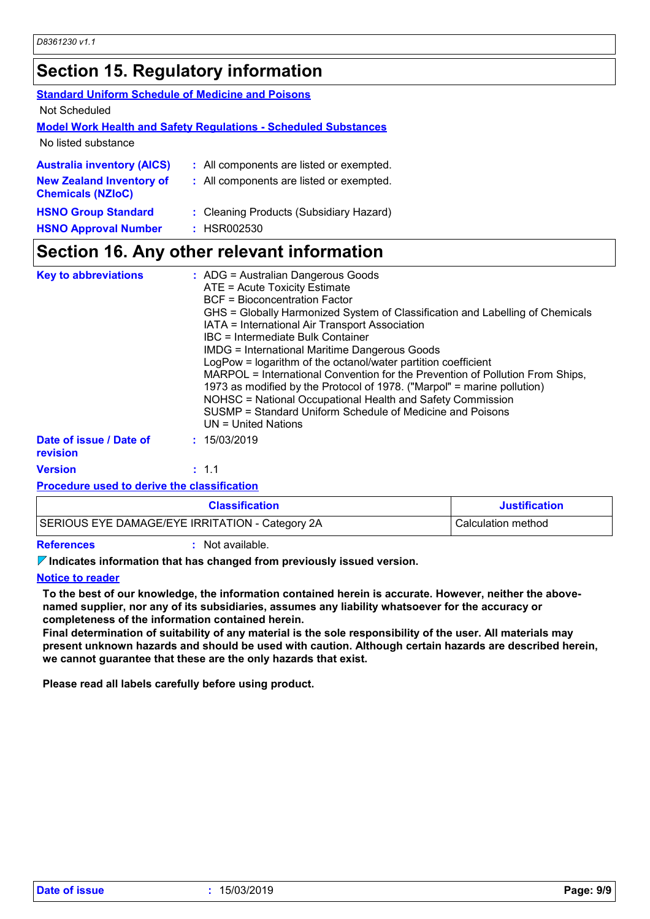## Section 15. Regulatory information

**Standard Uniform Schedule of Medicine and Poisons**

Not Scheduled

**Model Work Health and Safety Regulations - Scheduled Substances**

No listed substance

**Australia inventory (AICS)** : All components are listed or exempted.

**New Zealand Inventory of Chemicals (NZIoC)** : All components are listed or exempted.

**HSNO Group Standard** : Cleaning Products (Subsidiary Hazard)

**HSNO Approval Number** : HSR002530

## Section 16. Any other relevant information

**Key to abbreviations** :

ADG = Australian Dangerous Goods
ATE = Acute Toxicity Estimate
BCF = Bioconcentration Factor
GHS = Globally Harmonized System of Classification and Labelling of Chemicals
IATA = International Air Transport Association
IBC = Intermediate Bulk Container
IMDG = International Maritime Dangerous Goods
LogPow = logarithm of the octanol/water partition coefficient
MARPOL = International Convention for the Prevention of Pollution From Ships, 1973 as modified by the Protocol of 1978. ("Marpol" = marine pollution)
NOHSC = National Occupational Health and Safety Commission
SUSMP = Standard Uniform Schedule of Medicine and Poisons
UN = United Nations

**Date of issue / Date of revision** : 15/03/2019

**Version** : 1.1

**Procedure used to derive the classification**

| Classification | Justification |
|---|---|
| SERIOUS EYE DAMAGE/EYE IRRITATION - Category 2A | Calculation method |

**References** : Not available.

**Indicates information that has changed from previously issued version.**

**Notice to reader**

**To the best of our knowledge, the information contained herein is accurate. However, neither the above-named supplier, nor any of its subsidiaries, assumes any liability whatsoever for the accuracy or completeness of the information contained herein.**
**Final determination of suitability of any material is the sole responsibility of the user. All materials may present unknown hazards and should be used with caution. Although certain hazards are described herein, we cannot guarantee that these are the only hazards that exist.**

**Please read all labels carefully before using product.**